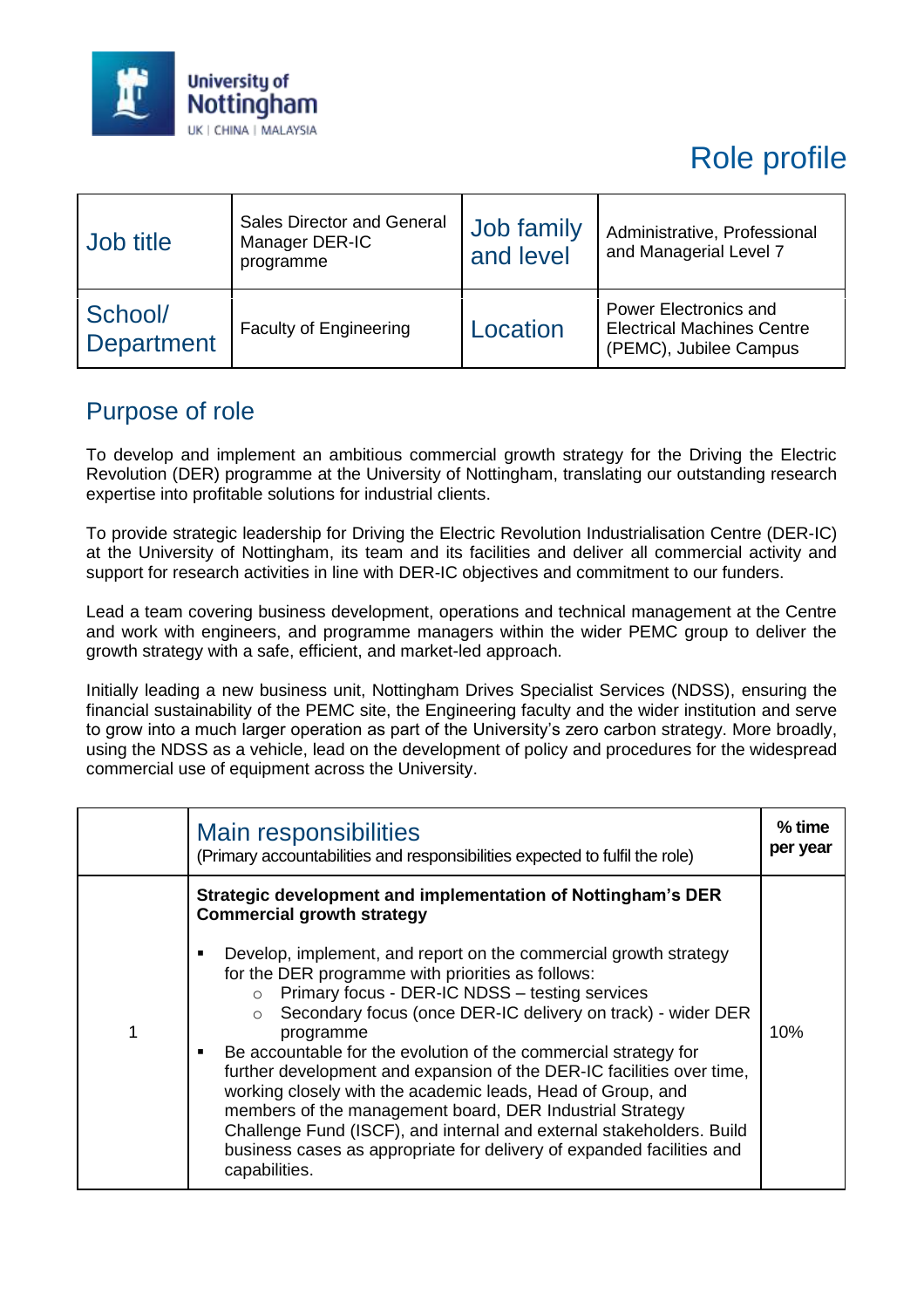University of Nottingham
UK | CHINA | MALAYSIA

# Role profile

| Job title | Sales Director and General Manager DER-IC programme | Job family and level | Administrative, Professional and Managerial Level 7 |
|---|---|---|---|
| School/ Department | Faculty of Engineering | Location | Power Electronics and Electrical Machines Centre (PEMC), Jubilee Campus |

## Purpose of role

To develop and implement an ambitious commercial growth strategy for the Driving the Electric Revolution (DER) programme at the University of Nottingham, translating our outstanding research expertise into profitable solutions for industrial clients.

To provide strategic leadership for Driving the Electric Revolution Industrialisation Centre (DER-IC) at the University of Nottingham, its team and its facilities and deliver all commercial activity and support for research activities in line with DER-IC objectives and commitment to our funders.

Lead a team covering business development, operations and technical management at the Centre and work with engineers, and programme managers within the wider PEMC group to deliver the growth strategy with a safe, efficient, and market-led approach.

Initially leading a new business unit, Nottingham Drives Specialist Services (NDSS), ensuring the financial sustainability of the PEMC site, the Engineering faculty and the wider institution and serve to grow into a much larger operation as part of the University's zero carbon strategy. More broadly, using the NDSS as a vehicle, lead on the development of policy and procedures for the widespread commercial use of equipment across the University.

| | Main responsibilities<br>(Primary accountabilities and responsibilities expected to fulfil the role) | % time per year |
|---|---|---|
| 1 | **Strategic development and implementation of Nottingham's DER Commercial growth strategy**<br><br>▪ Develop, implement, and report on the commercial growth strategy for the DER programme with priorities as follows:<br>&nbsp;&nbsp;&nbsp;&nbsp;○ Primary focus - DER-IC NDSS – testing services<br>&nbsp;&nbsp;&nbsp;&nbsp;○ Secondary focus (once DER-IC delivery on track) - wider DER programme<br>▪ Be accountable for the evolution of the commercial strategy for further development and expansion of the DER-IC facilities over time, working closely with the academic leads, Head of Group, and members of the management board, DER Industrial Strategy Challenge Fund (ISCF), and internal and external stakeholders. Build business cases as appropriate for delivery of expanded facilities and capabilities. | 10% |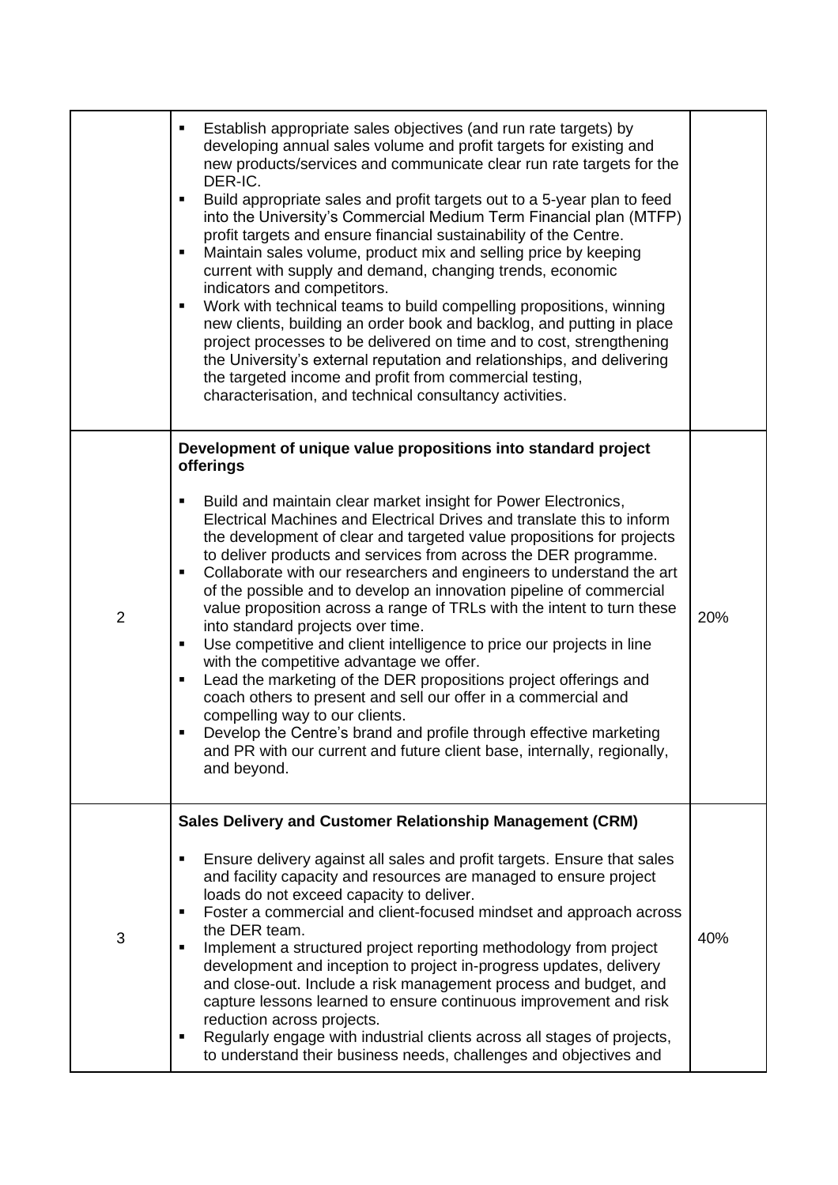| | | |
|---|---|---|
| | ▪ Establish appropriate sales objectives (and run rate targets) by developing annual sales volume and profit targets for existing and new products/services and communicate clear run rate targets for the DER-IC.<br>▪ Build appropriate sales and profit targets out to a 5-year plan to feed into the University's Commercial Medium Term Financial plan (MTFP) profit targets and ensure financial sustainability of the Centre.<br>▪ Maintain sales volume, product mix and selling price by keeping current with supply and demand, changing trends, economic indicators and competitors.<br>▪ Work with technical teams to build compelling propositions, winning new clients, building an order book and backlog, and putting in place project processes to be delivered on time and to cost, strengthening the University's external reputation and relationships, and delivering the targeted income and profit from commercial testing, characterisation, and technical consultancy activities. | |
| 2 | **Development of unique value propositions into standard project offerings**<br><br>▪ Build and maintain clear market insight for Power Electronics, Electrical Machines and Electrical Drives and translate this to inform the development of clear and targeted value propositions for projects to deliver products and services from across the DER programme.<br>▪ Collaborate with our researchers and engineers to understand the art of the possible and to develop an innovation pipeline of commercial value proposition across a range of TRLs with the intent to turn these into standard projects over time.<br>▪ Use competitive and client intelligence to price our projects in line with the competitive advantage we offer.<br>▪ Lead the marketing of the DER propositions project offerings and coach others to present and sell our offer in a commercial and compelling way to our clients.<br>▪ Develop the Centre's brand and profile through effective marketing and PR with our current and future client base, internally, regionally, and beyond. | 20% |
| 3 | **Sales Delivery and Customer Relationship Management (CRM)**<br><br>▪ Ensure delivery against all sales and profit targets. Ensure that sales and facility capacity and resources are managed to ensure project loads do not exceed capacity to deliver.<br>▪ Foster a commercial and client-focused mindset and approach across the DER team.<br>▪ Implement a structured project reporting methodology from project development and inception to project in-progress updates, delivery and close-out. Include a risk management process and budget, and capture lessons learned to ensure continuous improvement and risk reduction across projects.<br>▪ Regularly engage with industrial clients across all stages of projects, to understand their business needs, challenges and objectives and | 40% |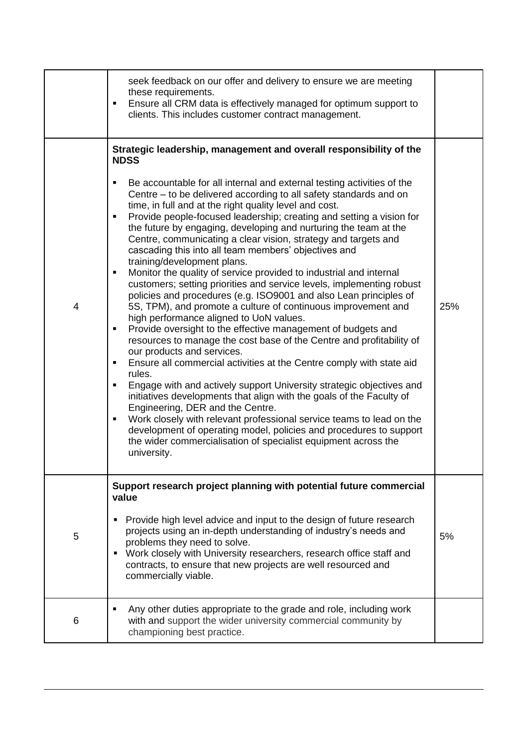| | | |
|---|---|---|
| | seek feedback on our offer and delivery to ensure we are meeting these requirements.<br>▪ Ensure all CRM data is effectively managed for optimum support to clients. This includes customer contract management. | |
| 4 | **Strategic leadership, management and overall responsibility of the NDSS**<br><br>▪ Be accountable for all internal and external testing activities of the Centre – to be delivered according to all safety standards and on time, in full and at the right quality level and cost.<br>▪ Provide people-focused leadership; creating and setting a vision for the future by engaging, developing and nurturing the team at the Centre, communicating a clear vision, strategy and targets and cascading this into all team members' objectives and training/development plans.<br>▪ Monitor the quality of service provided to industrial and internal customers; setting priorities and service levels, implementing robust policies and procedures (e.g. ISO9001 and also Lean principles of 5S, TPM), and promote a culture of continuous improvement and high performance aligned to UoN values.<br>▪ Provide oversight to the effective management of budgets and resources to manage the cost base of the Centre and profitability of our products and services.<br>▪ Ensure all commercial activities at the Centre comply with state aid rules.<br>▪ Engage with and actively support University strategic objectives and initiatives developments that align with the goals of the Faculty of Engineering, DER and the Centre.<br>▪ Work closely with relevant professional service teams to lead on the development of operating model, policies and procedures to support the wider commercialisation of specialist equipment across the university. | 25% |
| 5 | **Support research project planning with potential future commercial value**<br><br>▪ Provide high level advice and input to the design of future research projects using an in-depth understanding of industry's needs and problems they need to solve.<br>▪ Work closely with University researchers, research office staff and contracts, to ensure that new projects are well resourced and commercially viable. | 5% |
| 6 | ▪ Any other duties appropriate to the grade and role, including work with and support the wider university commercial community by championing best practice. | |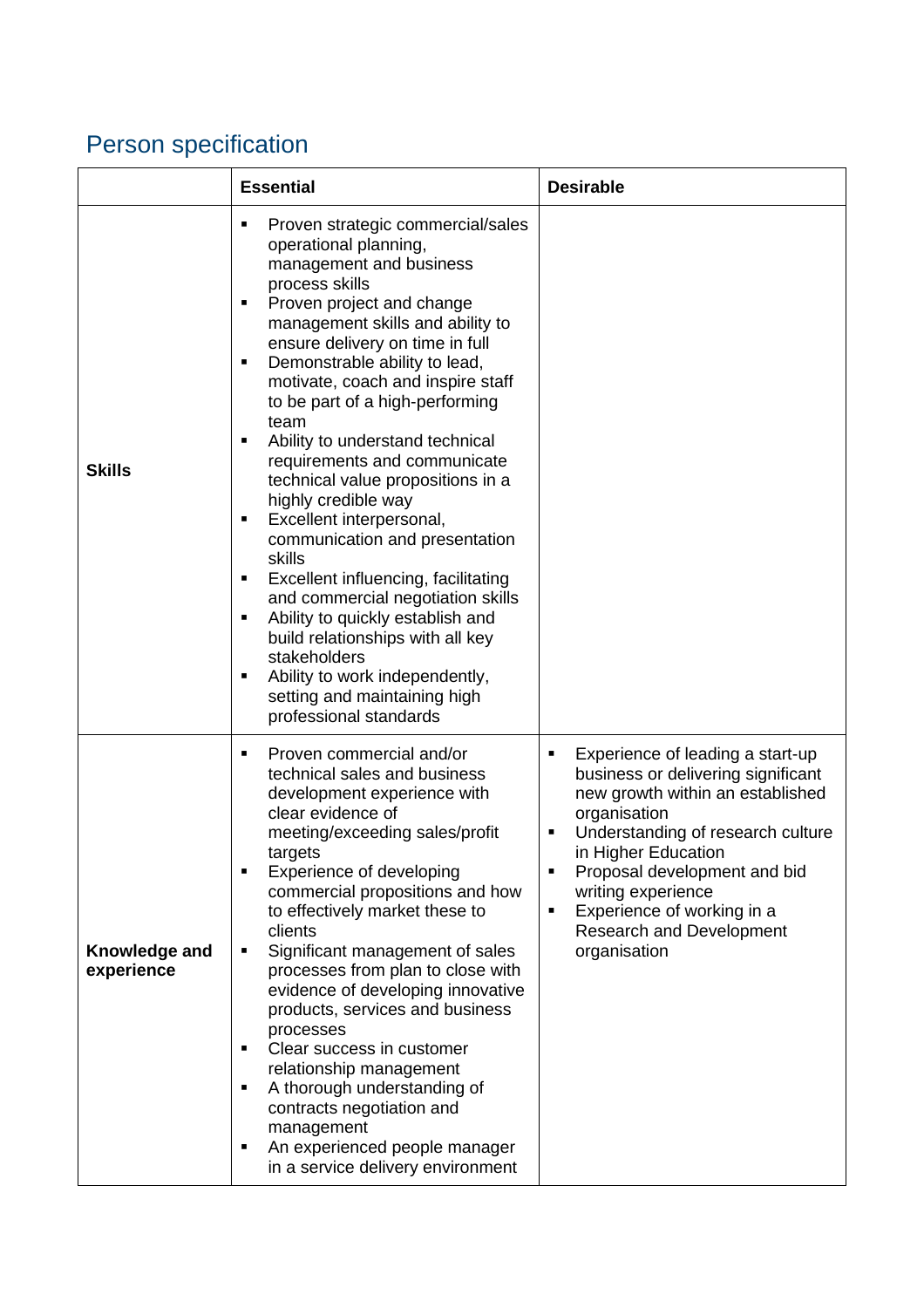## Person specification

| | Essential | Desirable |
|---|---|---|
| **Skills** | ▪ Proven strategic commercial/sales operational planning, management and business process skills<br>▪ Proven project and change management skills and ability to ensure delivery on time in full<br>▪ Demonstrable ability to lead, motivate, coach and inspire staff to be part of a high-performing team<br>▪ Ability to understand technical requirements and communicate technical value propositions in a highly credible way<br>▪ Excellent interpersonal, communication and presentation skills<br>▪ Excellent influencing, facilitating and commercial negotiation skills<br>▪ Ability to quickly establish and build relationships with all key stakeholders<br>▪ Ability to work independently, setting and maintaining high professional standards | |
| **Knowledge and experience** | ▪ Proven commercial and/or technical sales and business development experience with clear evidence of meeting/exceeding sales/profit targets<br>▪ Experience of developing commercial propositions and how to effectively market these to clients<br>▪ Significant management of sales processes from plan to close with evidence of developing innovative products, services and business processes<br>▪ Clear success in customer relationship management<br>▪ A thorough understanding of contracts negotiation and management<br>▪ An experienced people manager in a service delivery environment | ▪ Experience of leading a start-up business or delivering significant new growth within an established organisation<br>▪ Understanding of research culture in Higher Education<br>▪ Proposal development and bid writing experience<br>▪ Experience of working in a Research and Development organisation |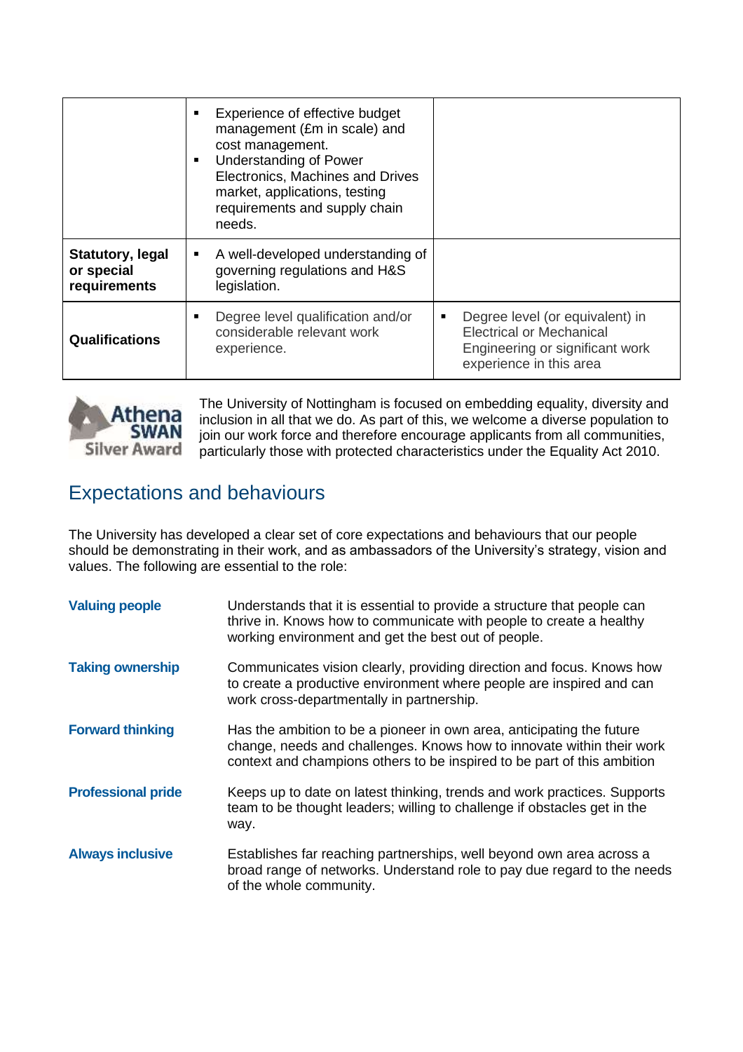| | | |
|---|---|---|
| | ▪ Experience of effective budget management (£m in scale) and cost management.<br>▪ Understanding of Power Electronics, Machines and Drives market, applications, testing requirements and supply chain needs. | |
| **Statutory, legal or special requirements** | ▪ A well-developed understanding of governing regulations and H&S legislation. | |
| **Qualifications** | ▪ Degree level qualification and/or considerable relevant work experience. | ▪ Degree level (or equivalent) in Electrical or Mechanical Engineering or significant work experience in this area |

Athena SWAN Silver Award

The University of Nottingham is focused on embedding equality, diversity and inclusion in all that we do. As part of this, we welcome a diverse population to join our work force and therefore encourage applicants from all communities, particularly those with protected characteristics under the Equality Act 2010.

## Expectations and behaviours

The University has developed a clear set of core expectations and behaviours that our people should be demonstrating in their work, and as ambassadors of the University's strategy, vision and values. The following are essential to the role:

**Valuing people** — Understands that it is essential to provide a structure that people can thrive in. Knows how to communicate with people to create a healthy working environment and get the best out of people.

**Taking ownership** — Communicates vision clearly, providing direction and focus. Knows how to create a productive environment where people are inspired and can work cross-departmentally in partnership.

**Forward thinking** — Has the ambition to be a pioneer in own area, anticipating the future change, needs and challenges. Knows how to innovate within their work context and champions others to be inspired to be part of this ambition

**Professional pride** — Keeps up to date on latest thinking, trends and work practices. Supports team to be thought leaders; willing to challenge if obstacles get in the way.

**Always inclusive** — Establishes far reaching partnerships, well beyond own area across a broad range of networks. Understand role to pay due regard to the needs of the whole community.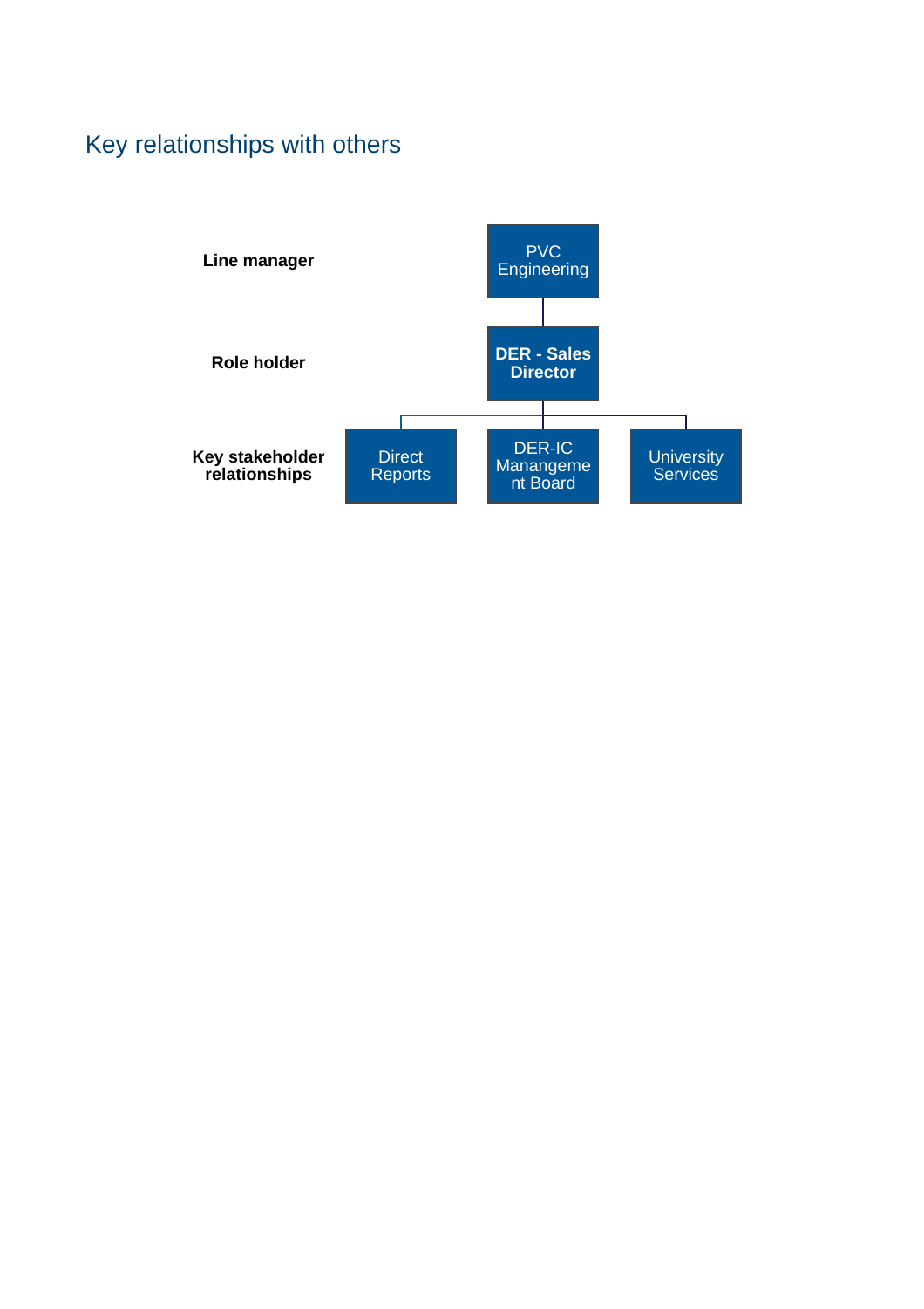## Key relationships with others

**Line manager**

PVC Engineering

**Role holder**

**DER - Sales Director**

**Key stakeholder relationships**

Direct Reports

DER-IC Manangement Board

University Services